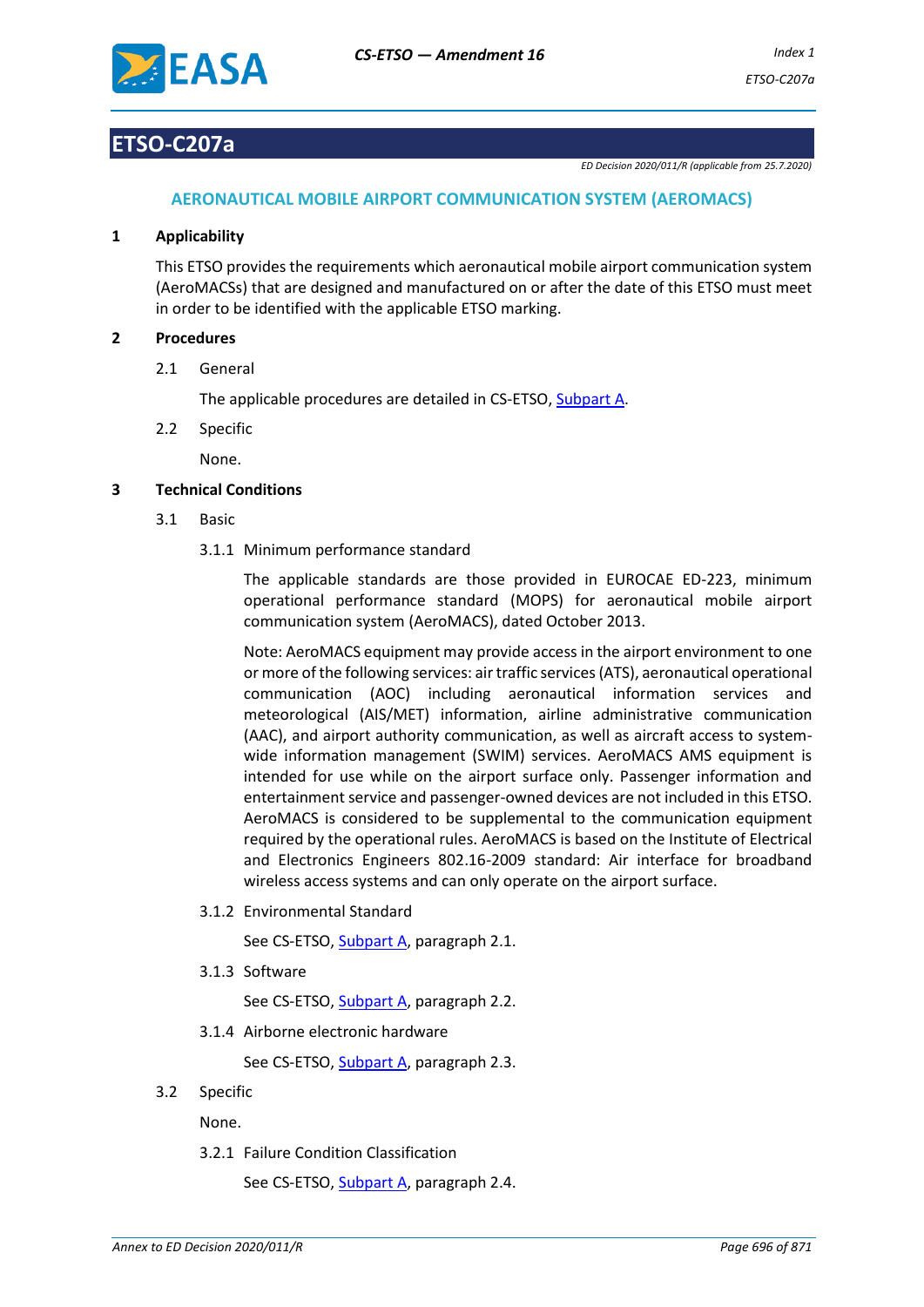# ETSO-C207a

*ED Decision 2020/011/R (applicable from 25.7.2020)*

## AERONAUTICAL MOBILE AIRPORT COMMUNICATION SYSTEM (AEROMACS)

### 1 Applicability

This ETSO provides the requirements which aeronautical mobile airport communication system (AeroMACSs) that are designed and manufactured on or after the date of this ETSO must meet in order to be identified with the applicable ETSO marking.

### 2 Procedures

2.1 General

The applicable procedures are detailed in CS-ETSO, Subpart A.

2.2 Specific

None.

### 3 Technical Conditions

3.1 Basic

3.1.1 Minimum performance standard

The applicable standards are those provided in EUROCAE ED-223, minimum operational performance standard (MOPS) for aeronautical mobile airport communication system (AeroMACS), dated October 2013.

Note: AeroMACS equipment may provide access in the airport environment to one or more of the following services: air traffic services (ATS), aeronautical operational communication (AOC) including aeronautical information services and meteorological (AIS/MET) information, airline administrative communication (AAC), and airport authority communication, as well as aircraft access to system-wide information management (SWIM) services. AeroMACS AMS equipment is intended for use while on the airport surface only. Passenger information and entertainment service and passenger-owned devices are not included in this ETSO. AeroMACS is considered to be supplemental to the communication equipment required by the operational rules. AeroMACS is based on the Institute of Electrical and Electronics Engineers 802.16-2009 standard: Air interface for broadband wireless access systems and can only operate on the airport surface.

3.1.2 Environmental Standard

See CS-ETSO, Subpart A, paragraph 2.1.

3.1.3 Software

See CS-ETSO, Subpart A, paragraph 2.2.

3.1.4 Airborne electronic hardware

See CS-ETSO, Subpart A, paragraph 2.3.

3.2 Specific

None.

3.2.1 Failure Condition Classification

See CS-ETSO, Subpart A, paragraph 2.4.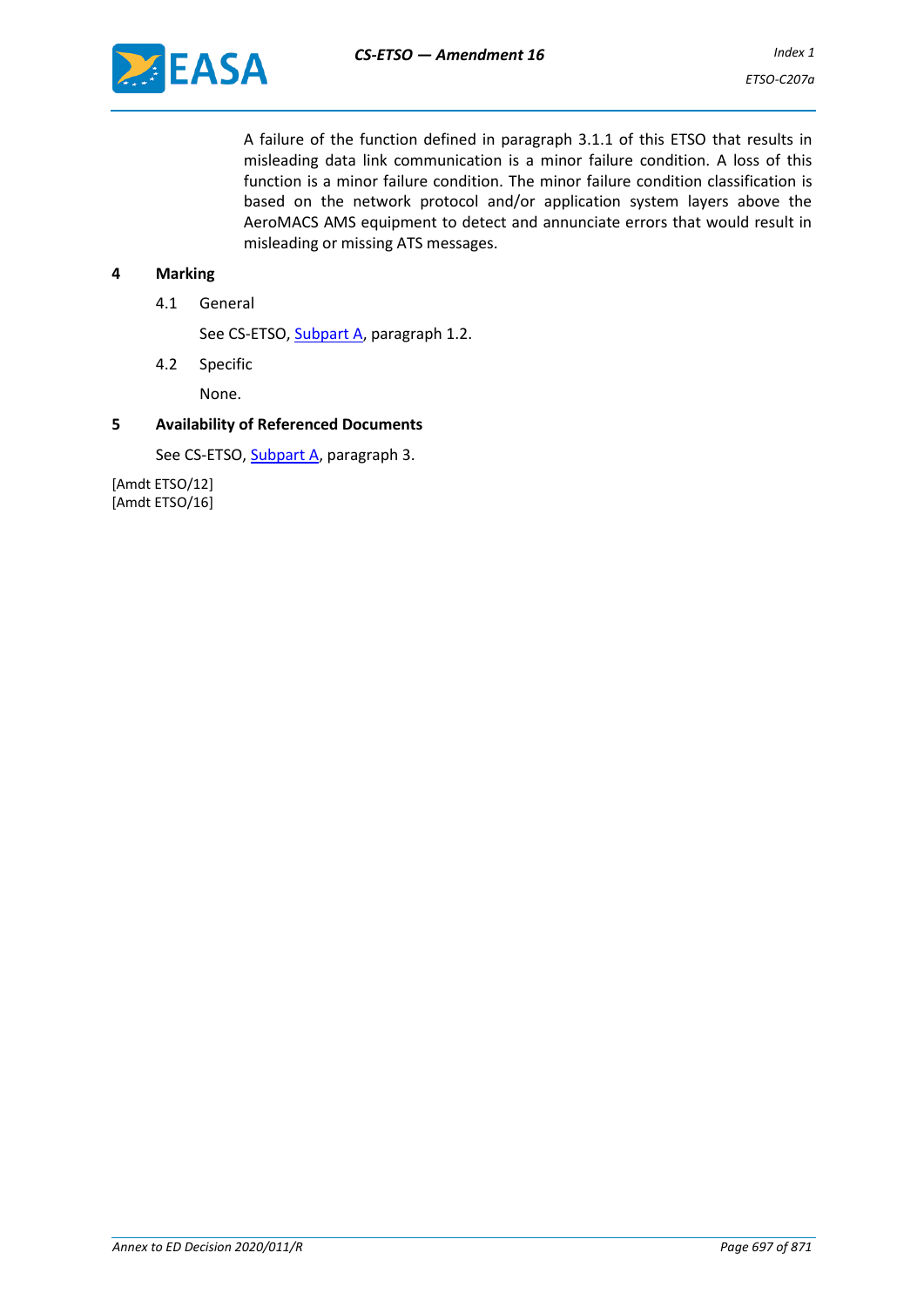A failure of the function defined in paragraph 3.1.1 of this ETSO that results in misleading data link communication is a minor failure condition. A loss of this function is a minor failure condition. The minor failure condition classification is based on the network protocol and/or application system layers above the AeroMACS AMS equipment to detect and annunciate errors that would result in misleading or missing ATS messages.

## 4 Marking

4.1 General

See CS-ETSO, Subpart A, paragraph 1.2.

4.2 Specific

None.

## 5 Availability of Referenced Documents

See CS-ETSO, Subpart A, paragraph 3.

[Amdt ETSO/12]
[Amdt ETSO/16]